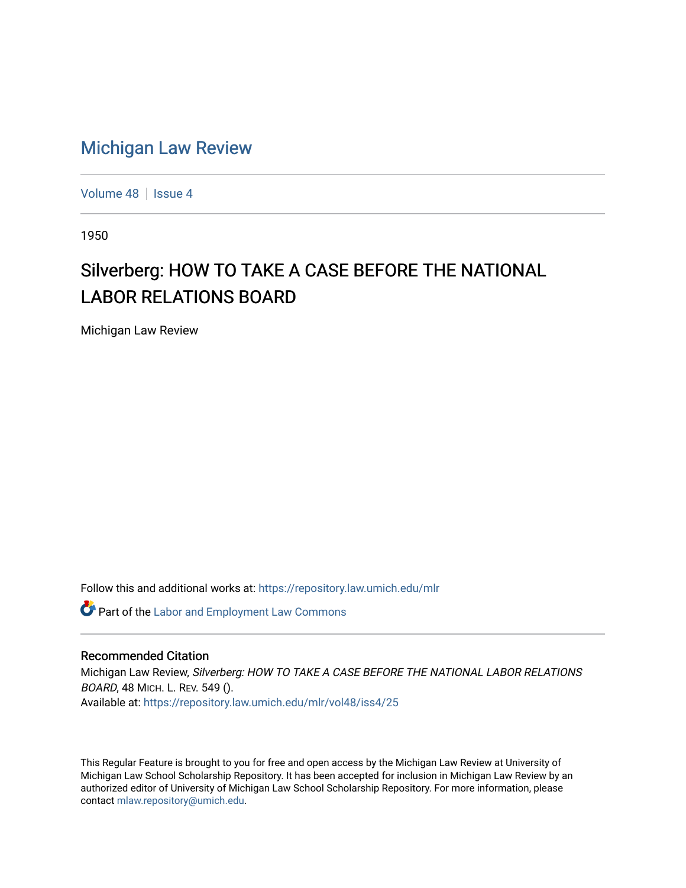# Michigan Law Review

Volume 48 | Issue 4

1950

## Silverberg: HOW TO TAKE A CASE BEFORE THE NATIONAL LABOR RELATIONS BOARD

Michigan Law Review

Follow this and additional works at: https://repository.law.umich.edu/mlr

Part of the Labor and Employment Law Commons

### Recommended Citation

Michigan Law Review, *Silverberg: HOW TO TAKE A CASE BEFORE THE NATIONAL LABOR RELATIONS BOARD*, 48 MICH. L. REV. 549 ().
Available at: https://repository.law.umich.edu/mlr/vol48/iss4/25

This Regular Feature is brought to you for free and open access by the Michigan Law Review at University of Michigan Law School Scholarship Repository. It has been accepted for inclusion in Michigan Law Review by an authorized editor of University of Michigan Law School Scholarship Repository. For more information, please contact mlaw.repository@umich.edu.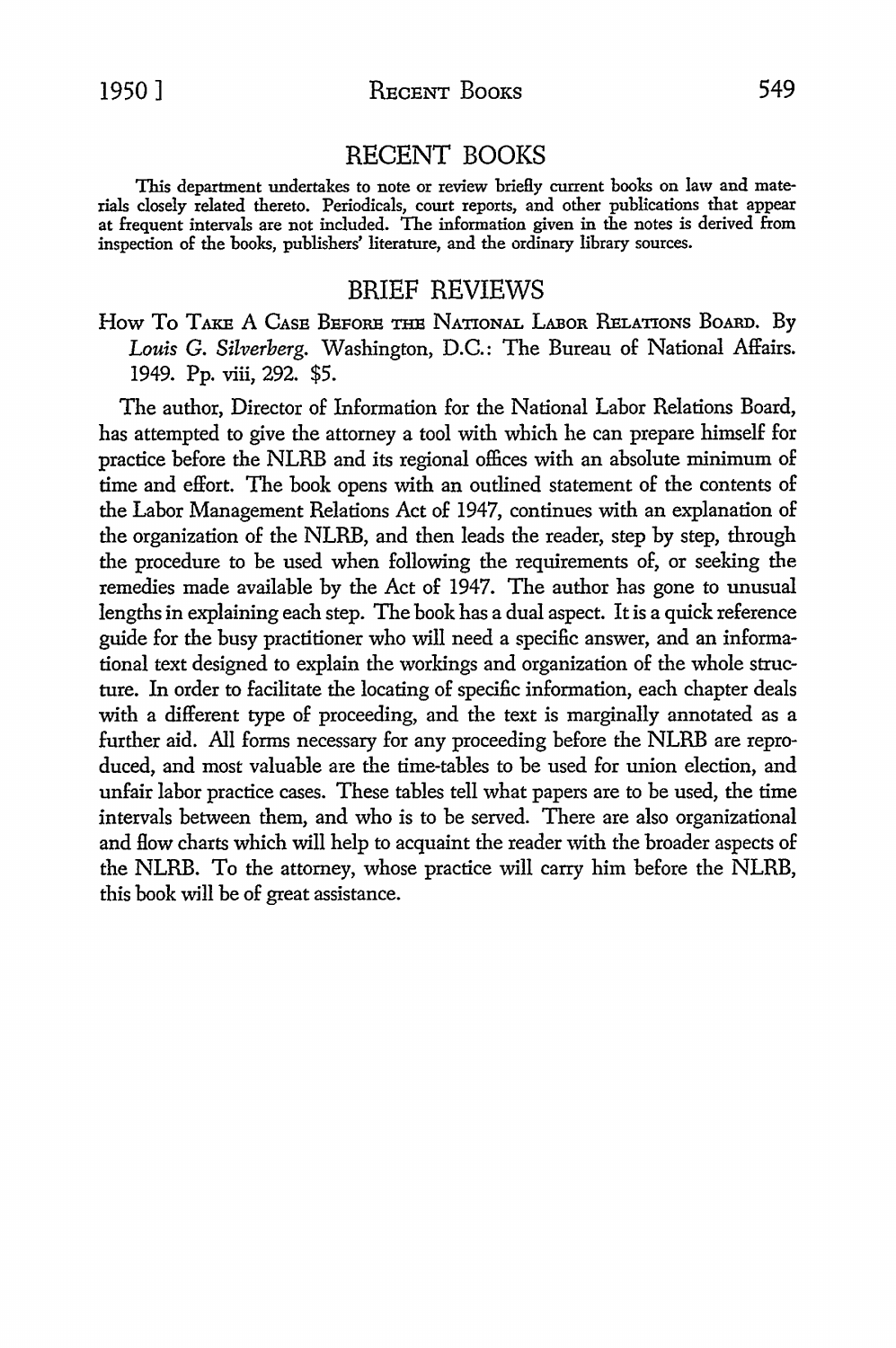# RECENT BOOKS

This department undertakes to note or review briefly current books on law and materials closely related thereto. Periodicals, court reports, and other publications that appear at frequent intervals are not included. The information given in the notes is derived from inspection of the books, publishers' literature, and the ordinary library sources.

## BRIEF REVIEWS

HOW TO TAKE A CASE BEFORE THE NATIONAL LABOR RELATIONS BOARD. By *Louis G. Silverberg.* Washington, D.C.: The Bureau of National Affairs. 1949. Pp. viii, 292. $5.

The author, Director of Information for the National Labor Relations Board, has attempted to give the attorney a tool with which he can prepare himself for practice before the NLRB and its regional offices with an absolute minimum of time and effort. The book opens with an outlined statement of the contents of the Labor Management Relations Act of 1947, continues with an explanation of the organization of the NLRB, and then leads the reader, step by step, through the procedure to be used when following the requirements of, or seeking the remedies made available by the Act of 1947. The author has gone to unusual lengths in explaining each step. The book has a dual aspect. It is a quick reference guide for the busy practitioner who will need a specific answer, and an informational text designed to explain the workings and organization of the whole structure. In order to facilitate the locating of specific information, each chapter deals with a different type of proceeding, and the text is marginally annotated as a further aid. All forms necessary for any proceeding before the NLRB are reproduced, and most valuable are the time-tables to be used for union election, and unfair labor practice cases. These tables tell what papers are to be used, the time intervals between them, and who is to be served. There are also organizational and flow charts which will help to acquaint the reader with the broader aspects of the NLRB. To the attorney, whose practice will carry him before the NLRB, this book will be of great assistance.